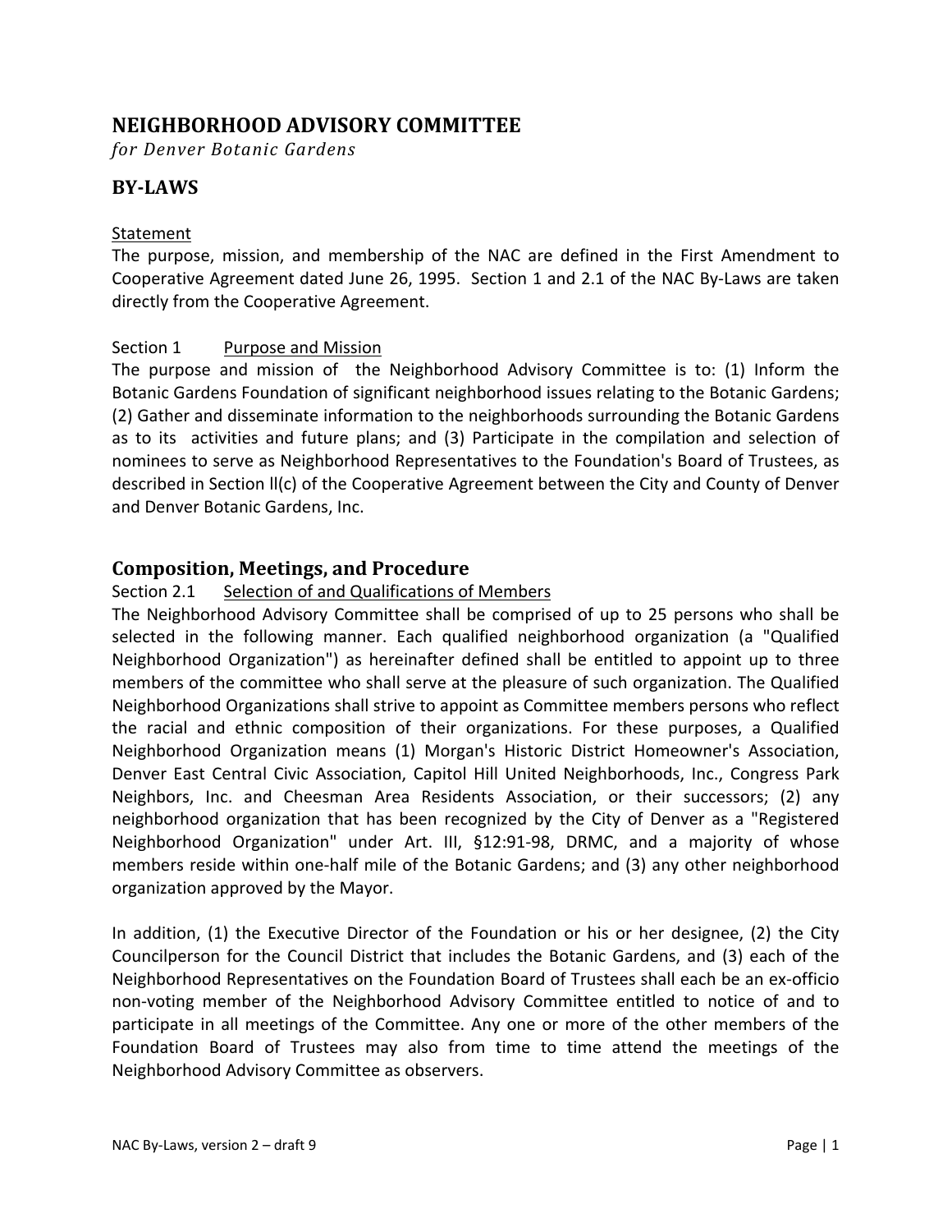## NEIGHBORHOOD ADVISORY COMMITTEE

*for Denver Botanic Gardens*

## BY-LAWS

Statement

The purpose, mission, and membership of the NAC are defined in the First Amendment to Cooperative Agreement dated June 26, 1995. Section 1 and 2.1 of the NAC By-Laws are taken directly from the Cooperative Agreement.

Section 1 Purpose and Mission

The purpose and mission of the Neighborhood Advisory Committee is to: (1) Inform the Botanic Gardens Foundation of significant neighborhood issues relating to the Botanic Gardens; (2) Gather and disseminate information to the neighborhoods surrounding the Botanic Gardens as to its activities and future plans; and (3) Participate in the compilation and selection of nominees to serve as Neighborhood Representatives to the Foundation's Board of Trustees, as described in Section ll(c) of the Cooperative Agreement between the City and County of Denver and Denver Botanic Gardens, Inc.

### Composition, Meetings, and Procedure

Section 2.1 Selection of and Qualifications of Members

The Neighborhood Advisory Committee shall be comprised of up to 25 persons who shall be selected in the following manner. Each qualified neighborhood organization (a "Qualified Neighborhood Organization") as hereinafter defined shall be entitled to appoint up to three members of the committee who shall serve at the pleasure of such organization. The Qualified Neighborhood Organizations shall strive to appoint as Committee members persons who reflect the racial and ethnic composition of their organizations. For these purposes, a Qualified Neighborhood Organization means (1) Morgan's Historic District Homeowner's Association, Denver East Central Civic Association, Capitol Hill United Neighborhoods, Inc., Congress Park Neighbors, Inc. and Cheesman Area Residents Association, or their successors; (2) any neighborhood organization that has been recognized by the City of Denver as a "Registered Neighborhood Organization" under Art. III, §12:91-98, DRMC, and a majority of whose members reside within one-half mile of the Botanic Gardens; and (3) any other neighborhood organization approved by the Mayor.

In addition, (1) the Executive Director of the Foundation or his or her designee, (2) the City Councilperson for the Council District that includes the Botanic Gardens, and (3) each of the Neighborhood Representatives on the Foundation Board of Trustees shall each be an ex-officio non-voting member of the Neighborhood Advisory Committee entitled to notice of and to participate in all meetings of the Committee. Any one or more of the other members of the Foundation Board of Trustees may also from time to time attend the meetings of the Neighborhood Advisory Committee as observers.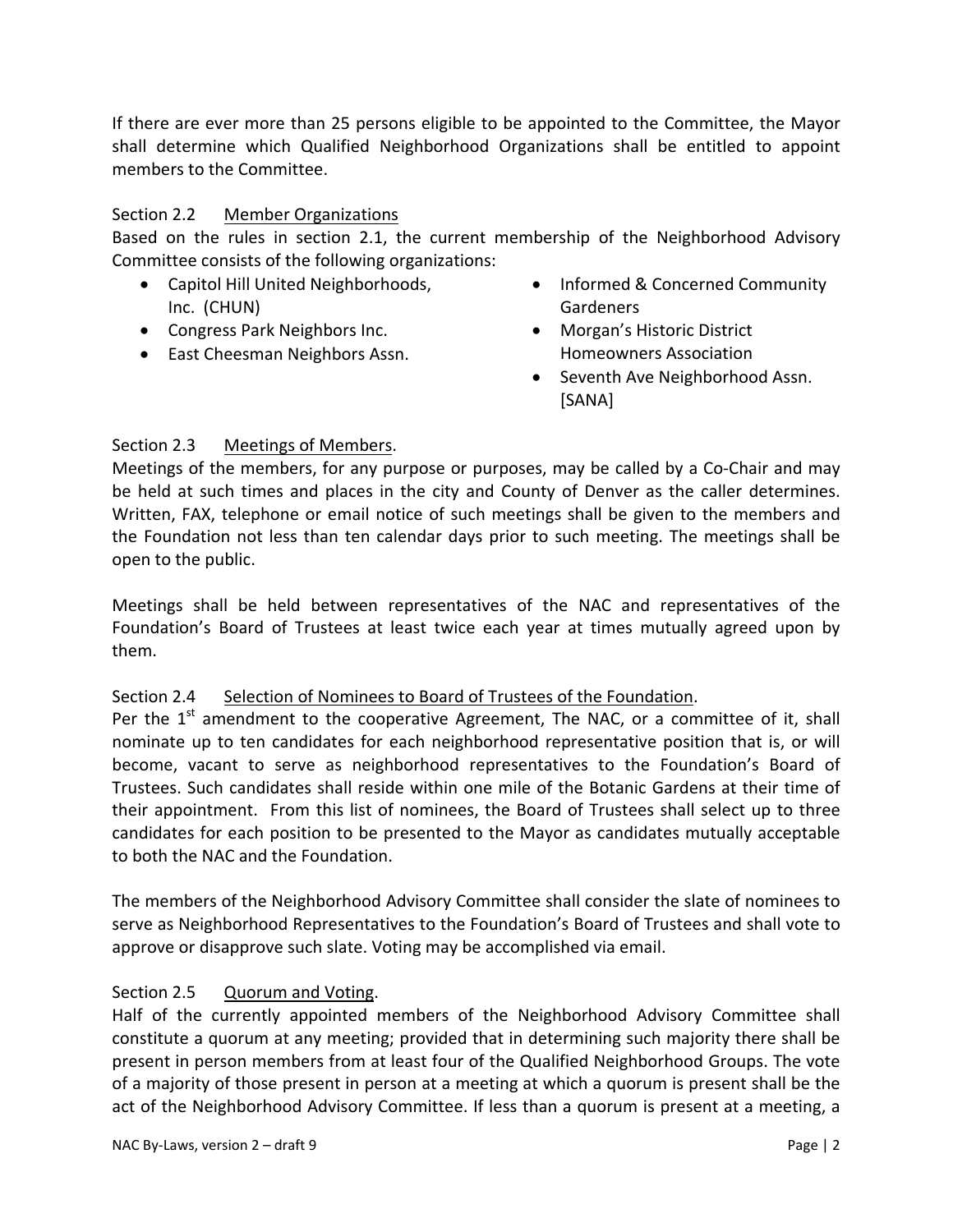If there are ever more than 25 persons eligible to be appointed to the Committee, the Mayor shall determine which Qualified Neighborhood Organizations shall be entitled to appoint members to the Committee.

### Section 2.2 Member Organizations

Based on the rules in section 2.1, the current membership of the Neighborhood Advisory Committee consists of the following organizations:

- Capitol Hill United Neighborhoods, Inc. (CHUN)
- Congress Park Neighbors Inc.
- East Cheesman Neighbors Assn.
- Informed & Concerned Community Gardeners
- Morgan's Historic District Homeowners Association
- Seventh Ave Neighborhood Assn. [SANA]

### Section 2.3 Meetings of Members.

Meetings of the members, for any purpose or purposes, may be called by a Co-Chair and may be held at such times and places in the city and County of Denver as the caller determines. Written, FAX, telephone or email notice of such meetings shall be given to the members and the Foundation not less than ten calendar days prior to such meeting. The meetings shall be open to the public.

Meetings shall be held between representatives of the NAC and representatives of the Foundation's Board of Trustees at least twice each year at times mutually agreed upon by them.

### Section 2.4 Selection of Nominees to Board of Trustees of the Foundation.

Per the 1st amendment to the cooperative Agreement, The NAC, or a committee of it, shall nominate up to ten candidates for each neighborhood representative position that is, or will become, vacant to serve as neighborhood representatives to the Foundation's Board of Trustees. Such candidates shall reside within one mile of the Botanic Gardens at their time of their appointment. From this list of nominees, the Board of Trustees shall select up to three candidates for each position to be presented to the Mayor as candidates mutually acceptable to both the NAC and the Foundation.

The members of the Neighborhood Advisory Committee shall consider the slate of nominees to serve as Neighborhood Representatives to the Foundation's Board of Trustees and shall vote to approve or disapprove such slate. Voting may be accomplished via email.

### Section 2.5 Quorum and Voting.

Half of the currently appointed members of the Neighborhood Advisory Committee shall constitute a quorum at any meeting; provided that in determining such majority there shall be present in person members from at least four of the Qualified Neighborhood Groups. The vote of a majority of those present in person at a meeting at which a quorum is present shall be the act of the Neighborhood Advisory Committee. If less than a quorum is present at a meeting, a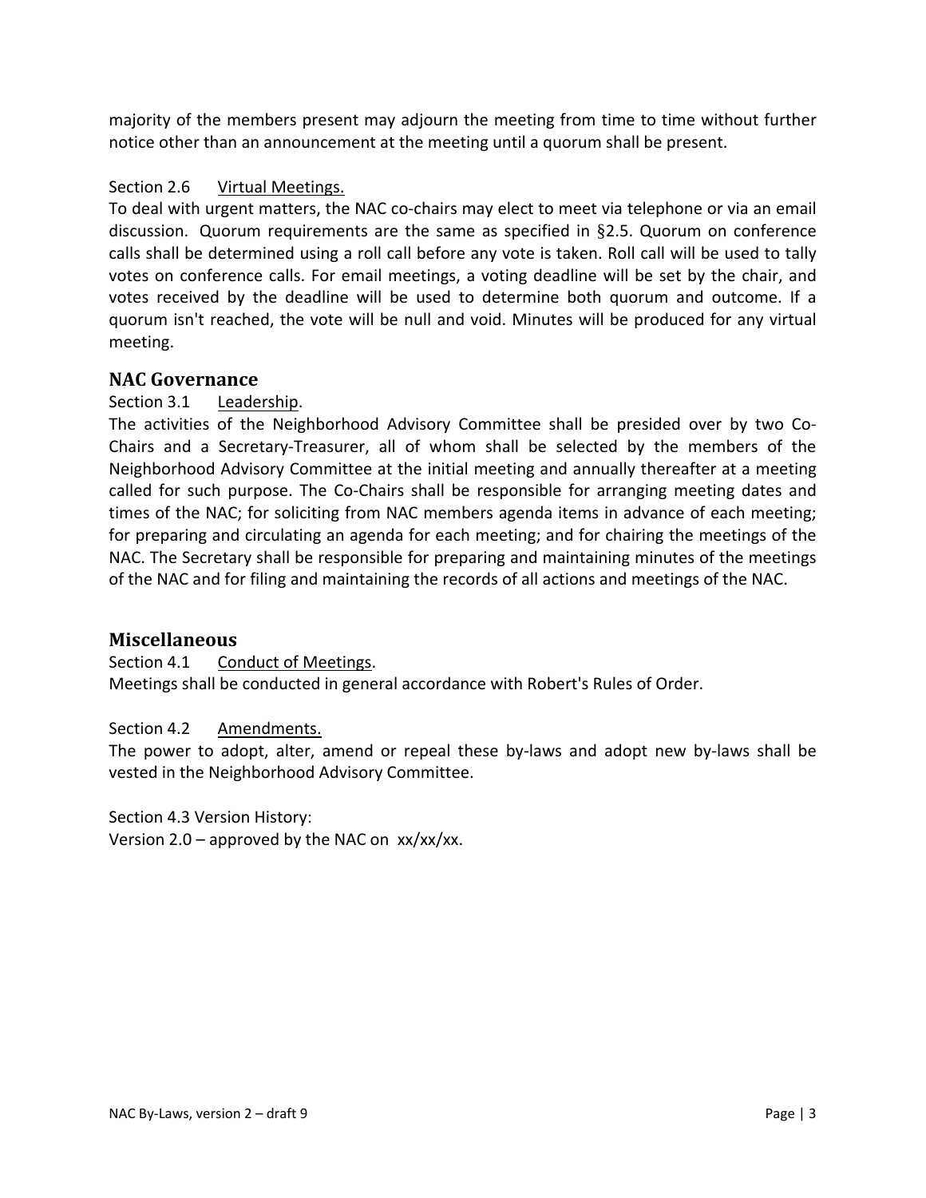majority of the members present may adjourn the meeting from time to time without further notice other than an announcement at the meeting until a quorum shall be present.

Section 2.6 Virtual Meetings.

To deal with urgent matters, the NAC co-chairs may elect to meet via telephone or via an email discussion. Quorum requirements are the same as specified in §2.5. Quorum on conference calls shall be determined using a roll call before any vote is taken. Roll call will be used to tally votes on conference calls. For email meetings, a voting deadline will be set by the chair, and votes received by the deadline will be used to determine both quorum and outcome. If a quorum isn't reached, the vote will be null and void. Minutes will be produced for any virtual meeting.

## NAC Governance

Section 3.1 Leadership.

The activities of the Neighborhood Advisory Committee shall be presided over by two Co-Chairs and a Secretary-Treasurer, all of whom shall be selected by the members of the Neighborhood Advisory Committee at the initial meeting and annually thereafter at a meeting called for such purpose. The Co-Chairs shall be responsible for arranging meeting dates and times of the NAC; for soliciting from NAC members agenda items in advance of each meeting; for preparing and circulating an agenda for each meeting; and for chairing the meetings of the NAC. The Secretary shall be responsible for preparing and maintaining minutes of the meetings of the NAC and for filing and maintaining the records of all actions and meetings of the NAC.

## Miscellaneous

Section 4.1 Conduct of Meetings.

Meetings shall be conducted in general accordance with Robert's Rules of Order.

Section 4.2 Amendments.

The power to adopt, alter, amend or repeal these by-laws and adopt new by-laws shall be vested in the Neighborhood Advisory Committee.

Section 4.3 Version History:

Version 2.0 – approved by the NAC on xx/xx/xx.